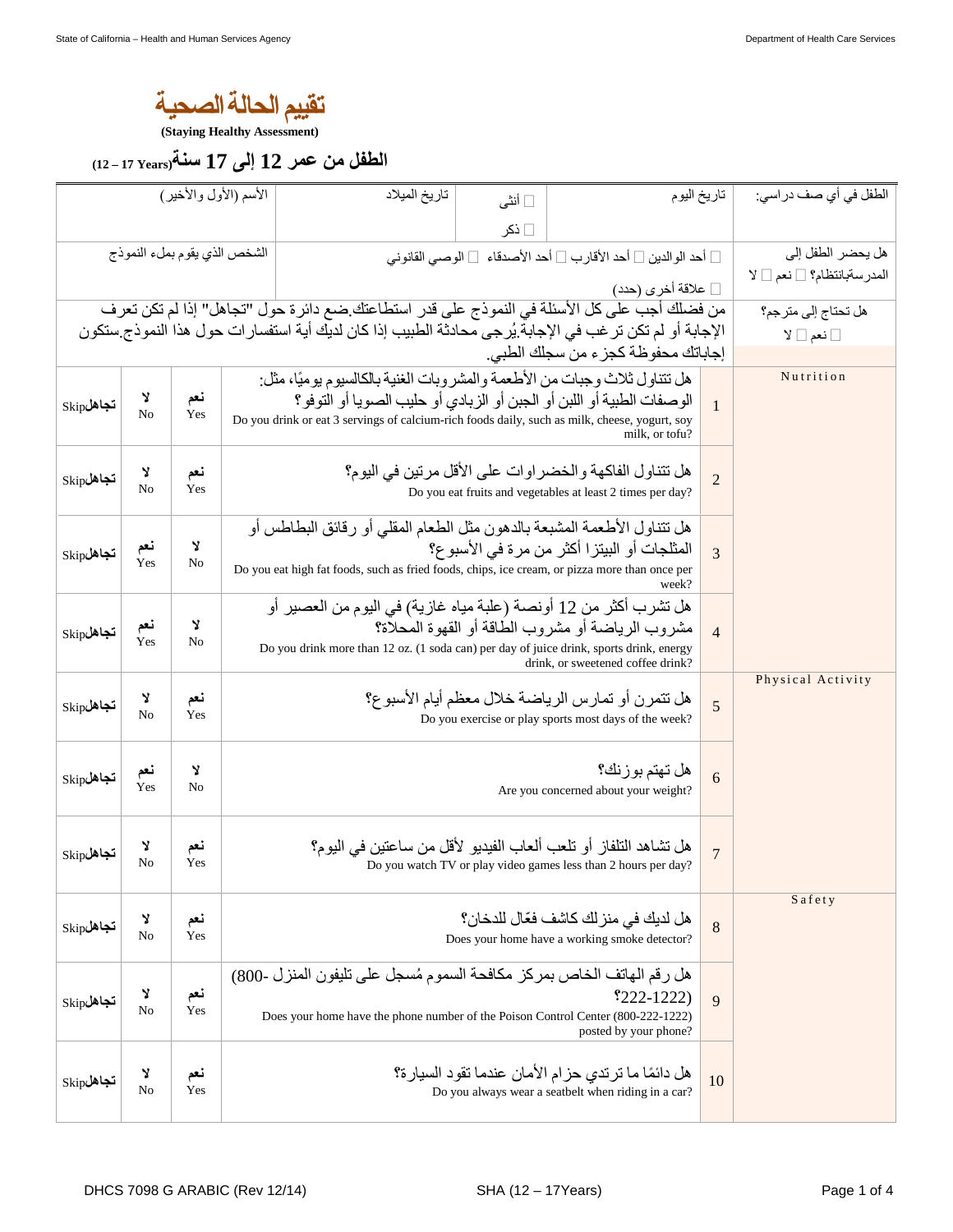# تقييم الحالة الصحية

**(Staying Healthy Assessment)**

## الطفل من عمر 12 إلى 17 سنة(12 – 17 Years)

| الطفل في أي صف دراسي: | تاريخ اليوم | ☐ أنثى ☐ ذكر | تاريخ الميلاد | الأسم (الأول والأخير) |
|---|---|---|---|---|
| هل يحضر الطفل إلى المدرسةبانتظام؟ ☐ نعم ☐ لا | ☐ أحد الوالدين ☐ أحد الأقارب ☐ أحد الأصدقاء ☐ الوصي القانوني ☐ علاقة أخرى (حدد) | | | الشخص الذي يقوم بملء النموذج |
| هل تحتاج إلى مترجم؟ ☐ نعم ☐ لا | من فضلك أجب على كل الأسئلة في النموذج على قدر استطاعتك.ضع دائرة حول "تجاهل" إذا لم تكن تعرف الإجابة أو لم تكن ترغب في الإجابة.يُرجى محادثة الطبيب إذا كان لديك أية استفسارات حول هذا النموذج.ستكون إجاباتك محفوظة كجزء من سجلك الطبي. | | | |

| Category | # | Question | | | |
|---|---|---|---|---|---|
| Nutrition | 1 | هل تتناول ثلاث وجبات من الأطعمة والمشروبات الغنية بالكالسيوم يوميًا، مثل: الوصفات الطبية أو اللبن أو الجبن أو الزبادي أو حليب الصويا أو التوفو؟ Do you drink or eat 3 servings of calcium-rich foods daily, such as milk, cheese, yogurt, soy milk, or tofu? | نعم Yes | لا No | تجاهلSkip |
| | 2 | هل تتناول الفاكهة والخضراوات على الأقل مرتين في اليوم؟ Do you eat fruits and vegetables at least 2 times per day? | نعم Yes | لا No | تجاهلSkip |
| | 3 | هل تتناول الأطعمة المشبعة بالدهون مثل الطعام المقلي أو رقائق البطاطس أو المثلجات أو البيتزا أكثر من مرة في الأسبوع؟ Do you eat high fat foods, such as fried foods, chips, ice cream, or pizza more than once per week? | لا No | نعم Yes | تجاهلSkip |
| | 4 | هل تشرب أكثر من 12 أونصة (علبة مياه غازية) في اليوم من العصير أو مشروب الرياضة أو مشروب الطاقة أو القهوة المحلاة؟ Do you drink more than 12 oz. (1 soda can) per day of juice drink, sports drink, energy drink, or sweetened coffee drink? | لا No | نعم Yes | تجاهلSkip |
| Physical Activity | 5 | هل تتمرن أو تمارس الرياضة خلال معظم أيام الأسبوع؟ Do you exercise or play sports most days of the week? | نعم Yes | لا No | تجاهلSkip |
| | 6 | هل تهتم بوزنك؟ Are you concerned about your weight? | لا No | نعم Yes | تجاهلSkip |
| | 7 | هل تشاهد التلفاز أو تلعب ألعاب الفيديو لأقل من ساعتين في اليوم؟ Do you watch TV or play video games less than 2 hours per day? | نعم Yes | لا No | تجاهلSkip |
| Safety | 8 | هل لديك في منزلك كاشف فعّال للدخان؟ Does your home have a working smoke detector? | نعم Yes | لا No | تجاهلSkip |
| | 9 | هل رقم الهاتف الخاص بمركز مكافحة السموم مُسجل على تليفون المنزل (800-222-1222)؟ Does your home have the phone number of the Poison Control Center (800-222-1222) posted by your phone? | نعم Yes | لا No | تجاهلSkip |
| | 10 | هل دائمًا ما ترتدي حزام الأمان عندما تقود السيارة؟ Do you always wear a seatbelt when riding in a car? | نعم Yes | لا No | تجاهلSkip |

DHCS 7098 G ARABIC (Rev 12/14) SHA (12 – 17Years)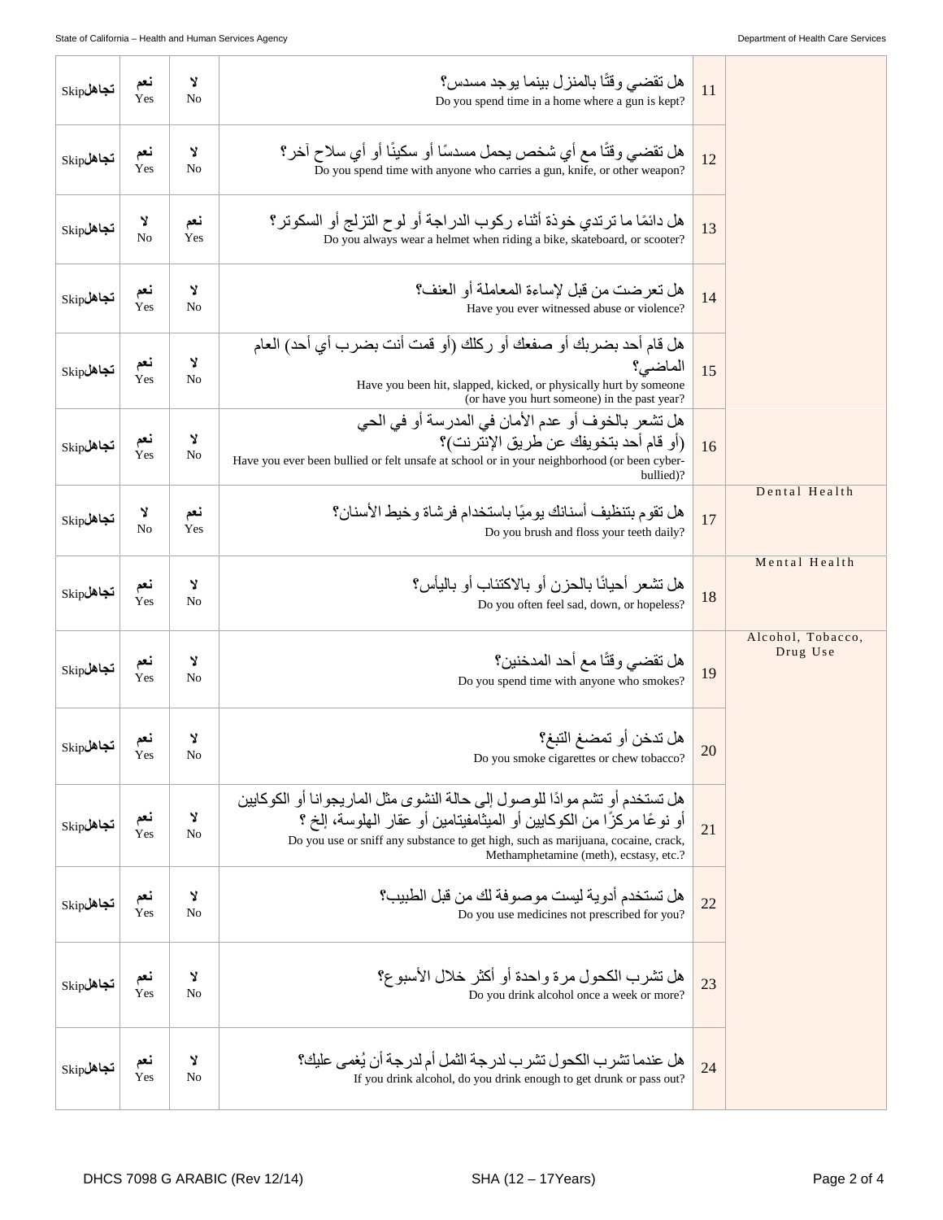| تجاهلSkip | | | | | |
|---|---|---|---|---|---|
| تجاهلSkip | نعم Yes | لا No | هل تقضي وقتًا بالمنزل بينما يوجد مسدس؟<br>Do you spend time in a home where a gun is kept? | 11 | |
| تجاهلSkip | نعم Yes | لا No | هل تقضي وقتًا مع أي شخص يحمل مسدسًا أو سكينًا أو أي سلاح آخر؟<br>Do you spend time with anyone who carries a gun, knife, or other weapon? | 12 | |
| تجاهلSkip | لا No | نعم Yes | هل دائمًا ما ترتدي خوذة أثناء ركوب الدراجة أو لوح التزلج أو السكوتر؟<br>Do you always wear a helmet when riding a bike, skateboard, or scooter? | 13 | |
| تجاهلSkip | نعم Yes | لا No | هل تعرضت من قبل لإساءة المعاملة أو العنف؟<br>Have you ever witnessed abuse or violence? | 14 | |
| تجاهلSkip | نعم Yes | لا No | هل قام أحد بضربك أو صفعك أو ركلك (أو قمت أنت بضرب أي أحد) العام الماضي؟<br>Have you been hit, slapped, kicked, or physically hurt by someone (or have you hurt someone) in the past year? | 15 | |
| تجاهلSkip | نعم Yes | لا No | هل تشعر بالخوف أو عدم الأمان في المدرسة أو في الحي (أو قام أحد بتخويفك عن طريق الإنترنت)؟<br>Have you ever been bullied or felt unsafe at school or in your neighborhood (or been cyber-bullied)? | 16 | |
| تجاهلSkip | لا No | نعم Yes | هل تقوم بتنظيف أسنانك يوميًا باستخدام فرشاة وخيط الأسنان؟<br>Do you brush and floss your teeth daily? | 17 | Dental Health |
| تجاهلSkip | نعم Yes | لا No | هل تشعر أحيانًا بالحزن أو بالاكتئاب أو باليأس؟<br>Do you often feel sad, down, or hopeless? | 18 | Mental Health |
| تجاهلSkip | نعم Yes | لا No | هل تقضي وقتًا مع أحد المدخنين؟<br>Do you spend time with anyone who smokes? | 19 | Alcohol, Tobacco, Drug Use |
| تجاهلSkip | نعم Yes | لا No | هل تدخن أو تمضغ التبغ؟<br>Do you smoke cigarettes or chew tobacco? | 20 | |
| تجاهلSkip | نعم Yes | لا No | هل تستخدم أو تشم موادًا للوصول إلى حالة النشوى مثل الماريجوانا أو الكوكايين أو نوعًا مركزًا من الكوكايين أو الميثامفيتامين أو عقار الهلوسة، إلخ ؟<br>Do you use or sniff any substance to get high, such as marijuana, cocaine, crack, Methamphetamine (meth), ecstasy, etc.? | 21 | |
| تجاهلSkip | نعم Yes | لا No | هل تستخدم أدوية ليست موصوفة لك من قبل الطبيب؟<br>Do you use medicines not prescribed for you? | 22 | |
| تجاهلSkip | نعم Yes | لا No | هل تشرب الكحول مرة واحدة أو أكثر خلال الأسبوع؟<br>Do you drink alcohol once a week or more? | 23 | |
| تجاهلSkip | نعم Yes | لا No | هل عندما تشرب الكحول تشرب لدرجة الثمل أم لدرجة أن يُغمى عليك؟<br>If you drink alcohol, do you drink enough to get drunk or pass out? | 24 | |

DHCS 7098 G ARABIC (Rev 12/14) SHA (12 – 17Years)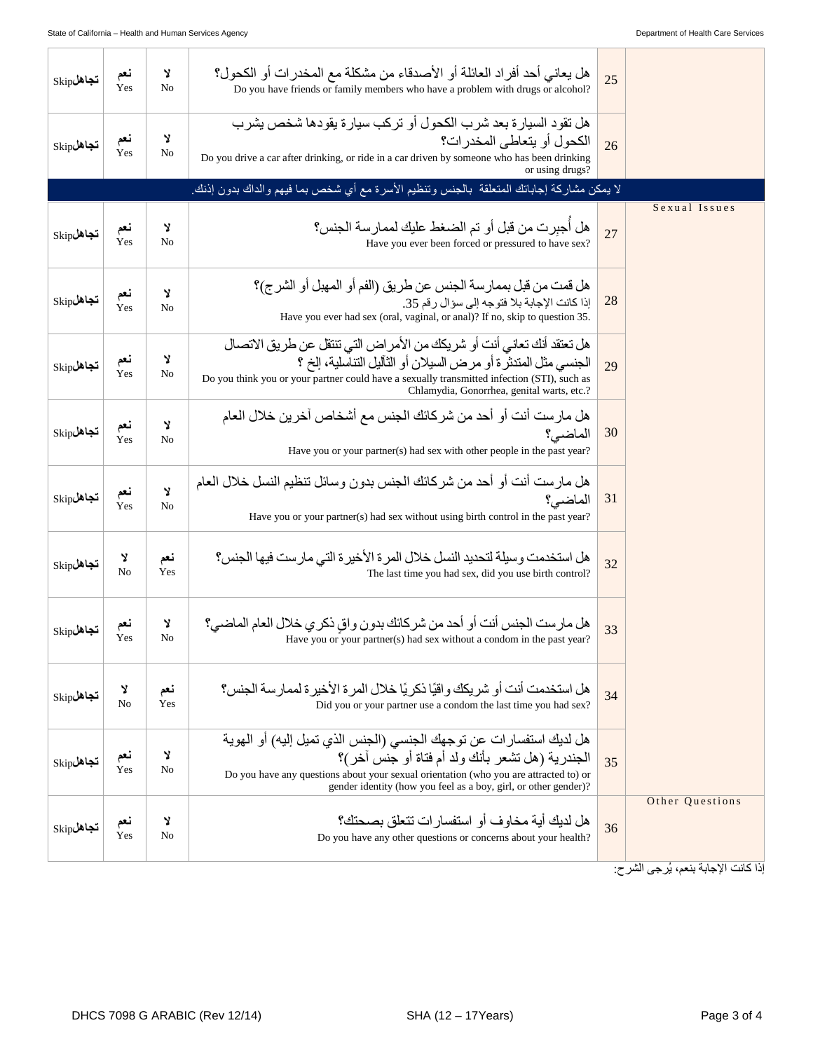| Skip تجاهل | نعم Yes | لا No | هل يعاني أحد أفراد العائلة أو الأصدقاء من مشكلة مع المخدرات أو الكحول؟ Do you have friends or family members who have a problem with drugs or alcohol? | 25 | |
|---|---|---|---|---|---|
| Skip تجاهل | نعم Yes | لا No | هل تقود السيارة بعد شرب الكحول أو تركب سيارة يقودها شخص يشرب الكحول أو يتعاطى المخدرات؟ Do you drive a car after drinking, or ride in a car driven by someone who has been drinking or using drugs? | 26 | |
| لا يمكن مشاركة إجاباتك المتعلقة بالجنس وتنظيم الأسرة مع أي شخص بما فيهم والداك بدون إذنك. | | | | | |
| Skip تجاهل | نعم Yes | لا No | هل أُجبرت من قبل أو تم الضغط عليك لممارسة الجنس؟ Have you ever been forced or pressured to have sex? | 27 | Sexual Issues |
| Skip تجاهل | نعم Yes | لا No | هل قمت من قبل بممارسة الجنس عن طريق (الفم أو المهبل أو الشرج)؟ إذا كانت الإجابة بلا فتوجه إلى سؤال رقم 35. Have you ever had sex (oral, vaginal, or anal)? If no, skip to question 35. | 28 | |
| Skip تجاهل | نعم Yes | لا No | هل تعتقد أنك تعاني أنت أو شريكك من الأمراض التي تنتقل عن طريق الاتصال الجنسي مثل المتدثرة أو مرض السيلان أو الثآليل التناسلية، إلخ ؟ Do you think you or your partner could have a sexually transmitted infection (STI), such as Chlamydia, Gonorrhea, genital warts, etc.? | 29 | |
| Skip تجاهل | نعم Yes | لا No | هل مارست أنت أو أحد من شركائك الجنس مع أشخاص آخرين خلال العام الماضي؟ Have you or your partner(s) had sex with other people in the past year? | 30 | |
| Skip تجاهل | نعم Yes | لا No | هل مارست أنت أو أحد من شركائك الجنس بدون وسائل تنظيم النسل خلال العام الماضي؟ Have you or your partner(s) had sex without using birth control in the past year? | 31 | |
| Skip تجاهل | لا No | نعم Yes | هل استخدمت وسيلة لتحديد النسل خلال المرة الأخيرة التي مارست فيها الجنس؟ The last time you had sex, did you use birth control? | 32 | |
| Skip تجاهل | نعم Yes | لا No | هل مارست الجنس أنت أو أحد من شركائك بدون واقٍ ذكري خلال العام الماضي؟ Have you or your partner(s) had sex without a condom in the past year? | 33 | |
| Skip تجاهل | لا No | نعم Yes | هل استخدمت أنت أو شريكك واقيًا ذكريًا خلال المرة الأخيرة لممارسة الجنس؟ Did you or your partner use a condom the last time you had sex? | 34 | |
| Skip تجاهل | نعم Yes | لا No | هل لديك استفسارات عن توجهك الجنسي (الجنس الذي تميل إليه) أو الهوية الجندرية (هل تشعر بأنك ولد أم فتاة أو جنس آخر)؟ Do you have any questions about your sexual orientation (who you are attracted to) or gender identity (how you feel as a boy, girl, or other gender)? | 35 | |
| Skip تجاهل | نعم Yes | لا No | هل لديك أية مخاوف أو استفسارات تتعلق بصحتك؟ Do you have any other questions or concerns about your health? | 36 | Other Questions |

إذا كانت الإجابة بنعم، يُرجى الشرح: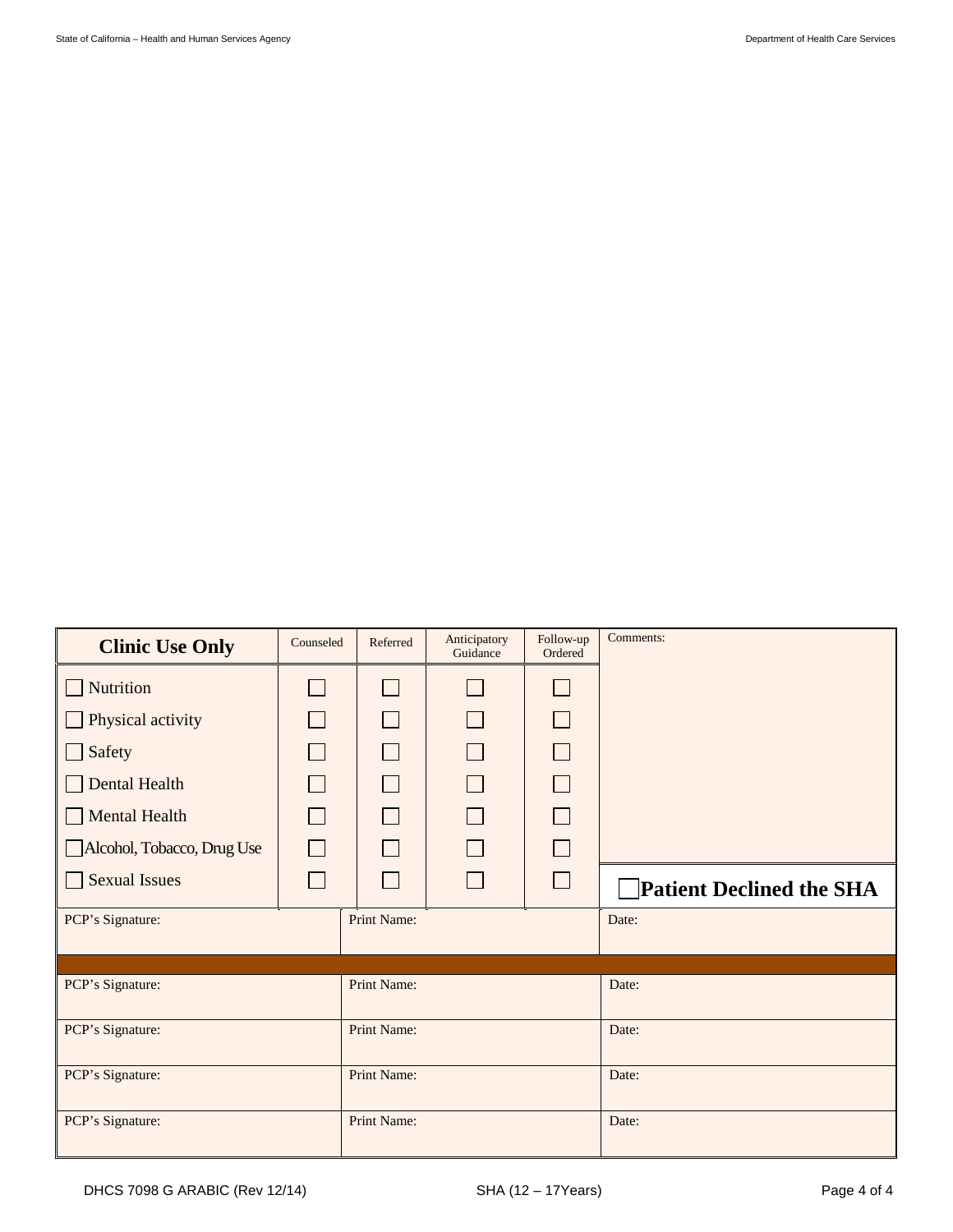| Clinic Use Only | Counseled | Referred | Anticipatory Guidance | Follow-up Ordered | Comments: |
|---|---|---|---|---|---|
| ☐ Nutrition | ☐ | ☐ | ☐ | ☐ | |
| ☐ Physical activity | ☐ | ☐ | ☐ | ☐ | |
| ☐ Safety | ☐ | ☐ | ☐ | ☐ | |
| ☐ Dental Health | ☐ | ☐ | ☐ | ☐ | |
| ☐ Mental Health | ☐ | ☐ | ☐ | ☐ | |
| ☐ Alcohol, Tobacco, Drug Use | ☐ | ☐ | ☐ | ☐ | |
| ☐ Sexual Issues | ☐ | ☐ | ☐ | ☐ | ☐ **Patient Declined the SHA** |

| PCP's Signature: | Print Name: | Date: |
|---|---|---|
| | | |

| PCP's Signature: | Print Name: | Date: |
|---|---|---|
| PCP's Signature: | Print Name: | Date: |
| PCP's Signature: | Print Name: | Date: |
| PCP's Signature: | Print Name: | Date: |

DHCS 7098 G ARABIC (Rev 12/14) SHA (12 – 17Years)